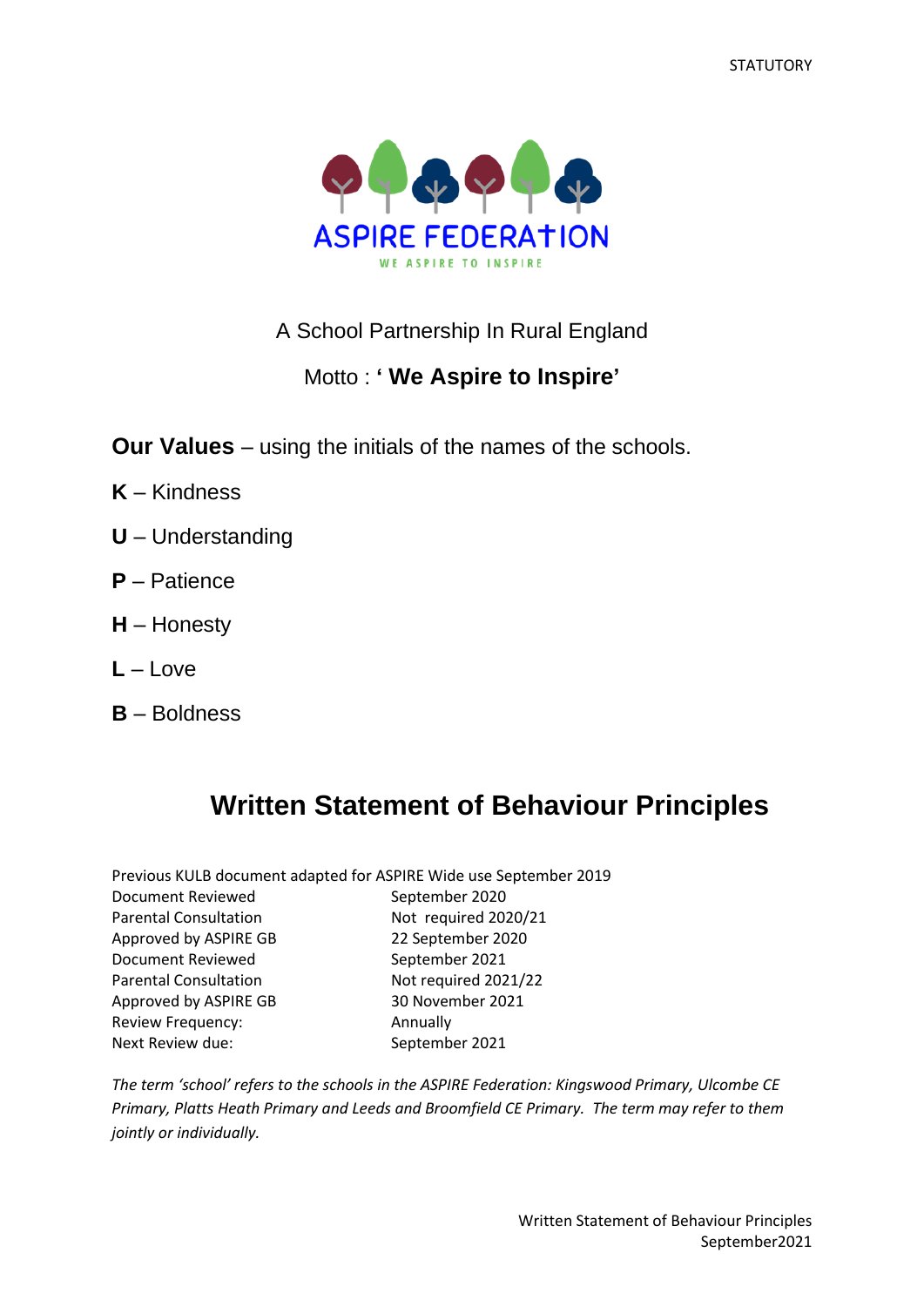STATUTORY

ASPIRE FEDERATION

WE ASPIRE TO INSPIRE

A School Partnership In Rural England

Motto : **' We Aspire to Inspire'**

**Our Values** – using the initials of the names of the schools.

**K** – Kindness

**U** – Understanding

**P** – Patience

**H** – Honesty

**L** – Love

**B** – Boldness

# Written Statement of Behaviour Principles

Previous KULB document adapted for ASPIRE Wide use September 2019

| | |
|---|---|
| Document Reviewed | September 2020 |
| Parental Consultation | Not required 2020/21 |
| Approved by ASPIRE GB | 22 September 2020 |
| Document Reviewed | September 2021 |
| Parental Consultation | Not required 2021/22 |
| Approved by ASPIRE GB | 30 November 2021 |
| Review Frequency: | Annually |
| Next Review due: | September 2021 |

*The term 'school' refers to the schools in the ASPIRE Federation: Kingswood Primary, Ulcombe CE Primary, Platts Heath Primary and Leeds and Broomfield CE Primary. The term may refer to them jointly or individually.*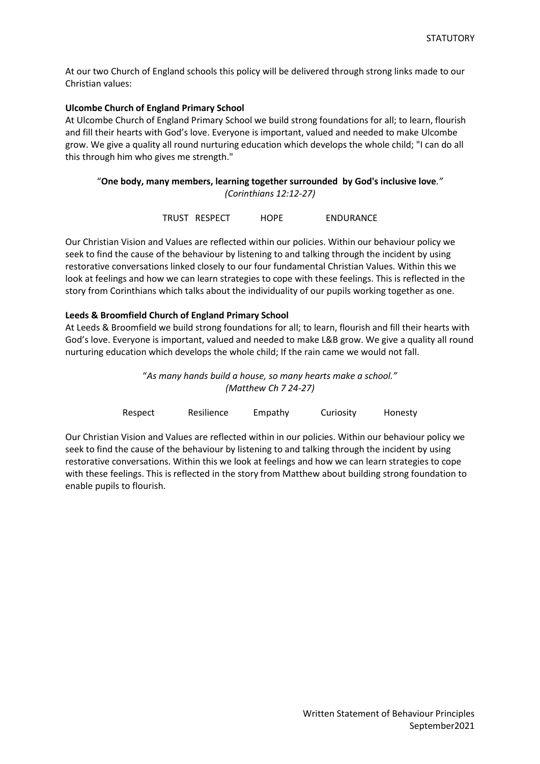At our two Church of England schools this policy will be delivered through strong links made to our Christian values:

**Ulcombe Church of England Primary School**

At Ulcombe Church of England Primary School we build strong foundations for all; to learn, flourish and fill their hearts with God's love. Everyone is important, valued and needed to make Ulcombe grow. We give a quality all round nurturing education which develops the whole child; "I can do all this through him who gives me strength."

"**One body, many members, learning together surrounded by God's inclusive love**.*"*
*(Corinthians 12:12-27)*

TRUST RESPECT HOPE ENDURANCE

Our Christian Vision and Values are reflected within our policies. Within our behaviour policy we seek to find the cause of the behaviour by listening to and talking through the incident by using restorative conversations linked closely to our four fundamental Christian Values. Within this we look at feelings and how we can learn strategies to cope with these feelings. This is reflected in the story from Corinthians which talks about the individuality of our pupils working together as one.

**Leeds & Broomfield Church of England Primary School**

At Leeds & Broomfield we build strong foundations for all; to learn, flourish and fill their hearts with God's love. Everyone is important, valued and needed to make L&B grow. We give a quality all round nurturing education which develops the whole child; If the rain came we would not fall.

"*As many hands build a house, so many hearts make a school."*
*(Matthew Ch 7 24-27)*

Respect Resilience Empathy Curiosity Honesty

Our Christian Vision and Values are reflected within in our policies. Within our behaviour policy we seek to find the cause of the behaviour by listening to and talking through the incident by using restorative conversations. Within this we look at feelings and how we can learn strategies to cope with these feelings. This is reflected in the story from Matthew about building strong foundation to enable pupils to flourish.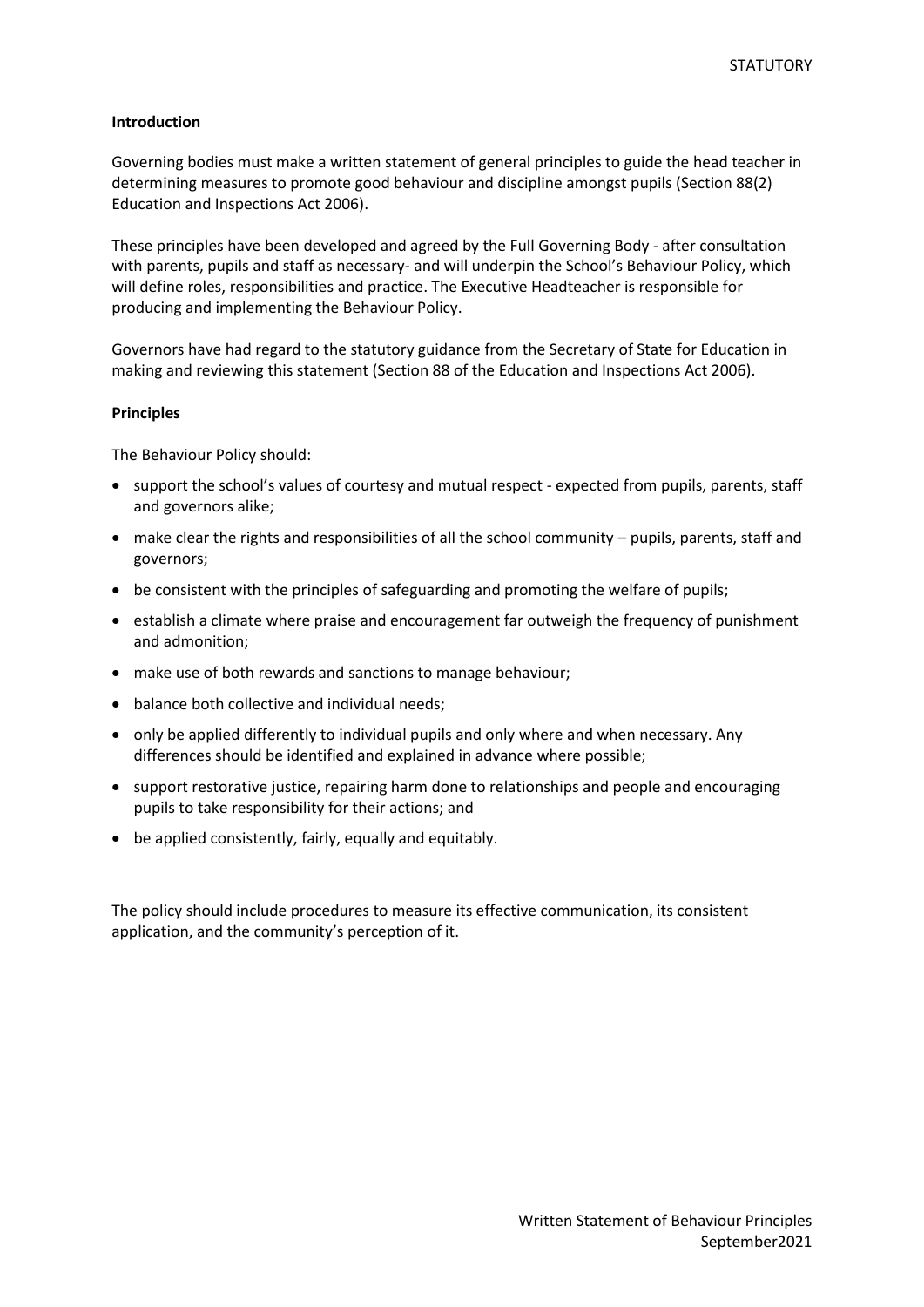**Introduction**

Governing bodies must make a written statement of general principles to guide the head teacher in determining measures to promote good behaviour and discipline amongst pupils (Section 88(2) Education and Inspections Act 2006).

These principles have been developed and agreed by the Full Governing Body - after consultation with parents, pupils and staff as necessary- and will underpin the School's Behaviour Policy, which will define roles, responsibilities and practice. The Executive Headteacher is responsible for producing and implementing the Behaviour Policy.

Governors have had regard to the statutory guidance from the Secretary of State for Education in making and reviewing this statement (Section 88 of the Education and Inspections Act 2006).

**Principles**

The Behaviour Policy should:

- support the school's values of courtesy and mutual respect - expected from pupils, parents, staff and governors alike;
- make clear the rights and responsibilities of all the school community – pupils, parents, staff and governors;
- be consistent with the principles of safeguarding and promoting the welfare of pupils;
- establish a climate where praise and encouragement far outweigh the frequency of punishment and admonition;
- make use of both rewards and sanctions to manage behaviour;
- balance both collective and individual needs;
- only be applied differently to individual pupils and only where and when necessary. Any differences should be identified and explained in advance where possible;
- support restorative justice, repairing harm done to relationships and people and encouraging pupils to take responsibility for their actions; and
- be applied consistently, fairly, equally and equitably.

The policy should include procedures to measure its effective communication, its consistent application, and the community's perception of it.